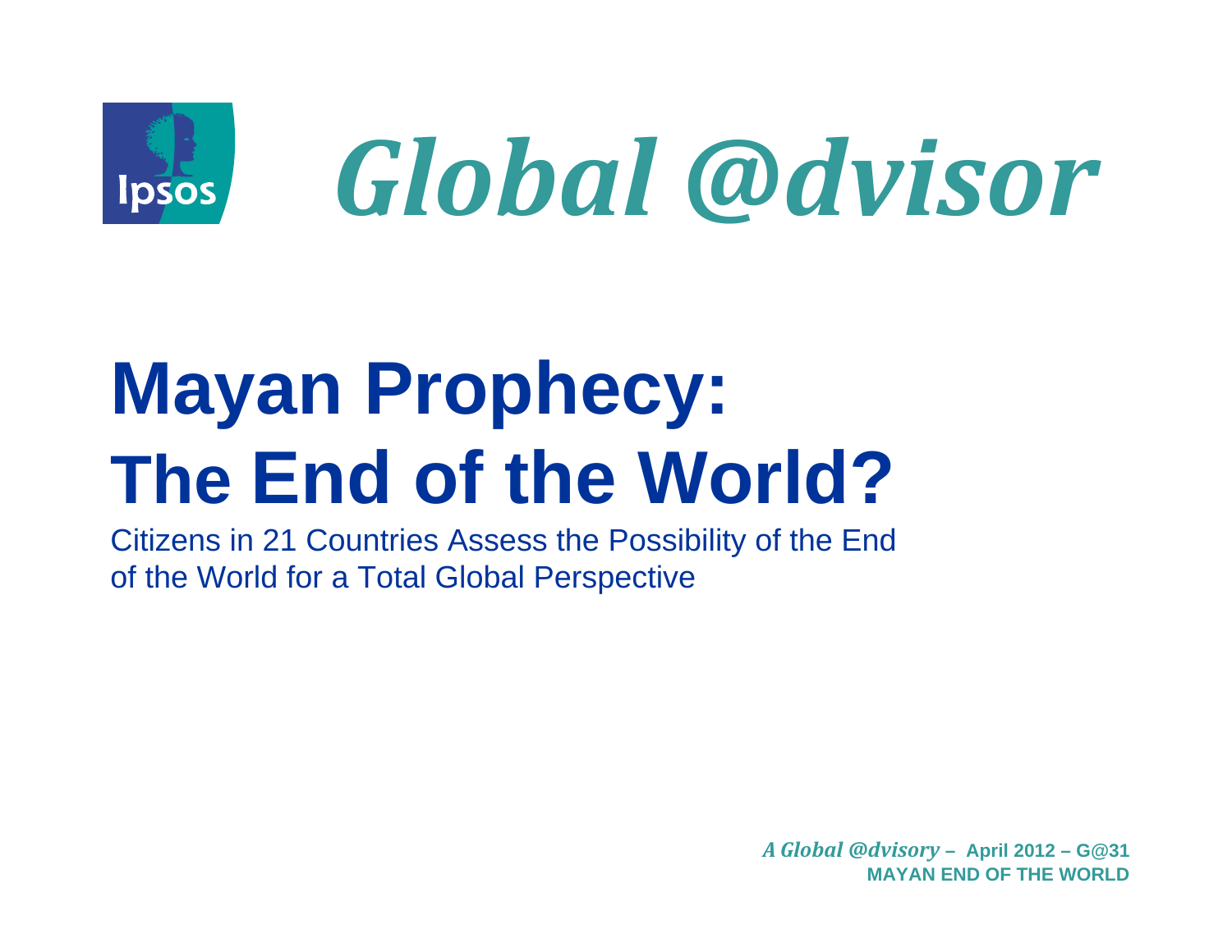Ipsos

# Global @dvisor

# Mayan Prophecy: The End of the World?

Citizens in 21 Countries Assess the Possibility of the End of the World for a Total Global Perspective

***A Global @dvisory*** **– April 2012 – G@31**
**MAYAN END OF THE WORLD**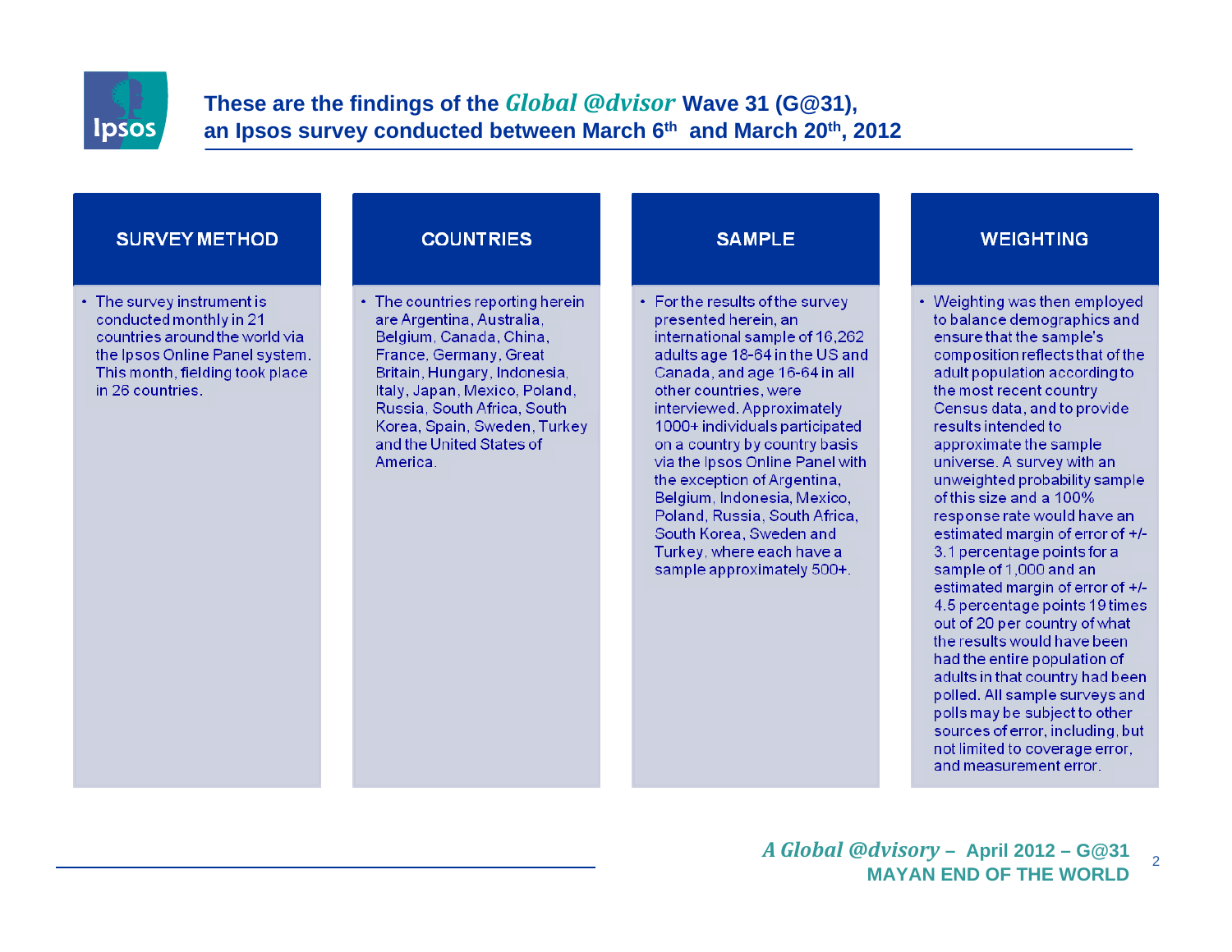# These are the findings of the *Global @dvisor* Wave 31 (G@31), an Ipsos survey conducted between March 6th and March 20th, 2012

## SURVEY METHOD

- The survey instrument is conducted monthly in 21 countries around the world via the Ipsos Online Panel system. This month, fielding took place in 26 countries.

## COUNTRIES

- The countries reporting herein are Argentina, Australia, Belgium, Canada, China, France, Germany, Great Britain, Hungary, Indonesia, Italy, Japan, Mexico, Poland, Russia, South Africa, South Korea, Spain, Sweden, Turkey and the United States of America.

## SAMPLE

- For the results of the survey presented herein, an international sample of 16,262 adults age 18-64 in the US and Canada, and age 16-64 in all other countries, were interviewed. Approximately 1000+ individuals participated on a country by country basis via the Ipsos Online Panel with the exception of Argentina, Belgium, Indonesia, Mexico, Poland, Russia, South Africa, South Korea, Sweden and Turkey, where each have a sample approximately 500+.

## WEIGHTING

- Weighting was then employed to balance demographics and ensure that the sample's composition reflects that of the adult population according to the most recent country Census data, and to provide results intended to approximate the sample universe. A survey with an unweighted probability sample of this size and a 100% response rate would have an estimated margin of error of +/- 3.1 percentage points for a sample of 1,000 and an estimated margin of error of +/- 4.5 percentage points 19 times out of 20 per country of what the results would have been had the entire population of adults in that country had been polled. All sample surveys and polls may be subject to other sources of error, including, but not limited to coverage error, and measurement error.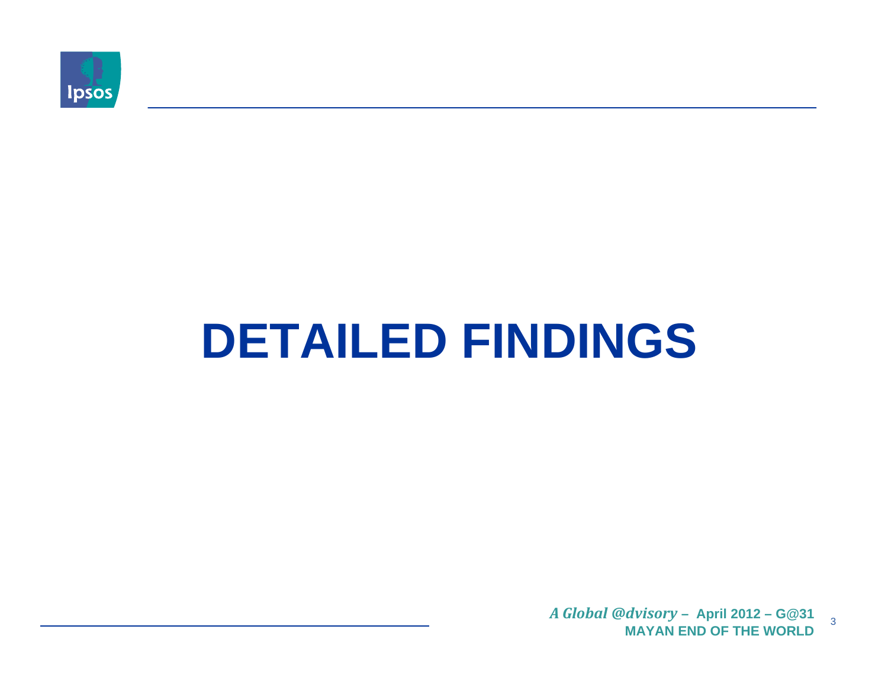# DETAILED FINDINGS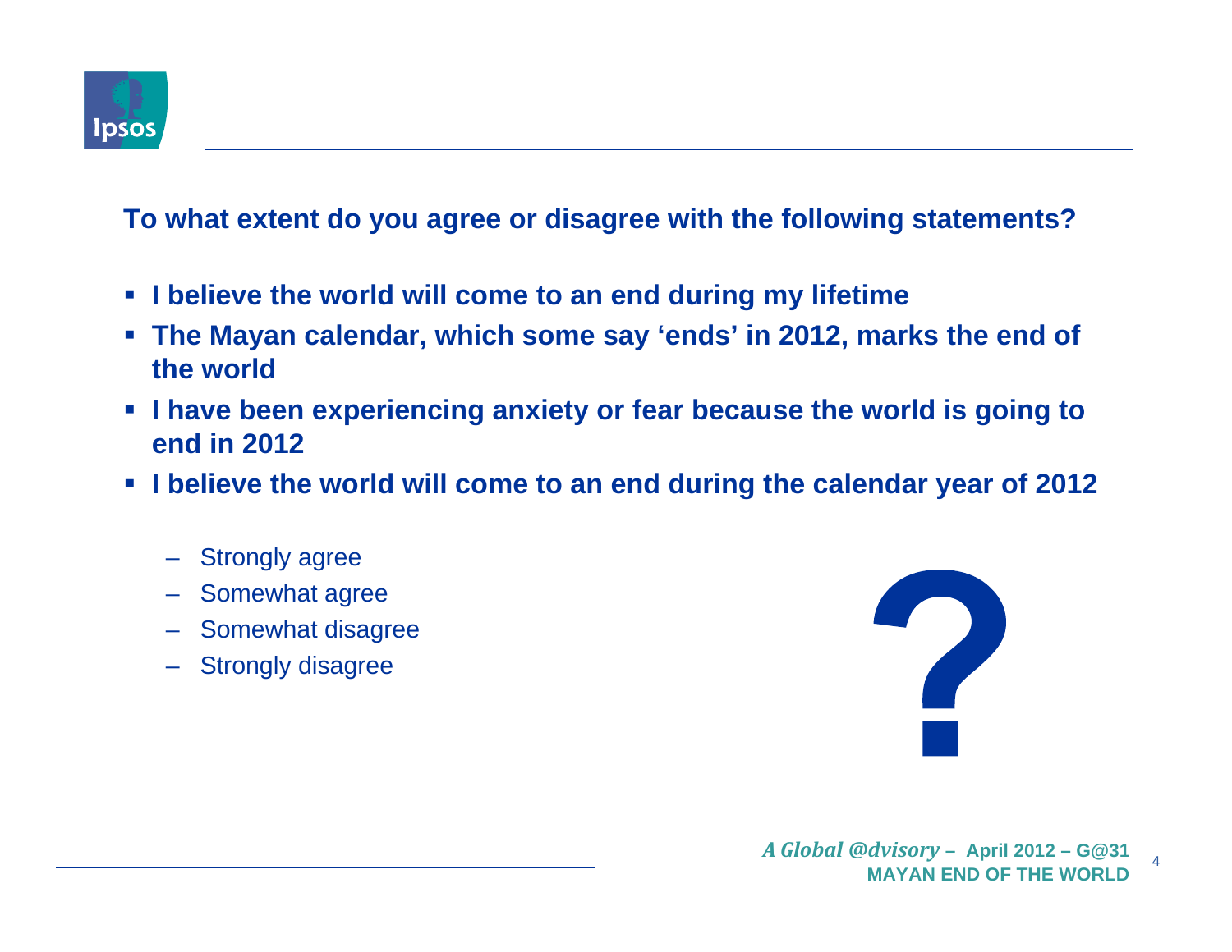**To what extent do you agree or disagree with the following statements?**

- **I believe the world will come to an end during my lifetime**
- **The Mayan calendar, which some say 'ends' in 2012, marks the end of the world**
- **I have been experiencing anxiety or fear because the world is going to end in 2012**
- **I believe the world will come to an end during the calendar year of 2012**
  - Strongly agree
  - Somewhat agree
  - Somewhat disagree
  - Strongly disagree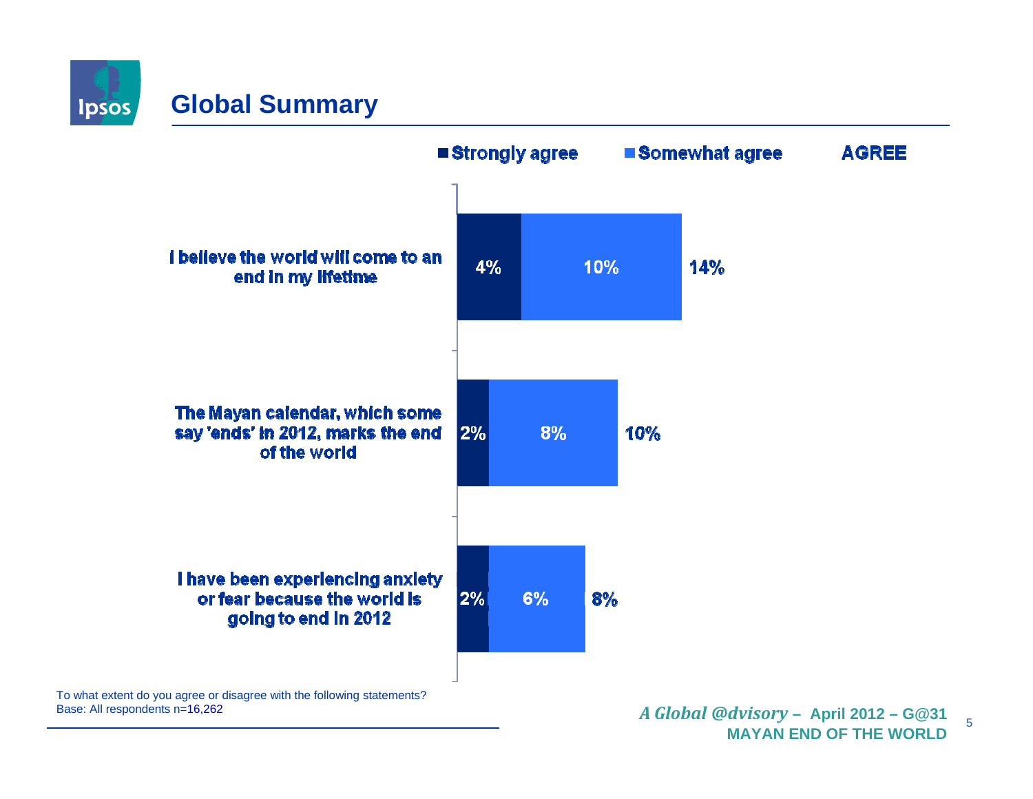## Global Summary

| Statement | Strongly agree | Somewhat agree | AGREE |
| --- | --- | --- | --- |
| I believe the world will come to an end in my lifetime | 4% | 10% | 14% |
| The Mayan calendar, which some say 'ends' in 2012, marks the end of the world | 2% | 8% | 10% |
| I have been experiencing anxiety or fear because the world is going to end in 2012 | 2% | 6% | 8% |

To what extent do you agree or disagree with the following statements?
Base: All respondents n=16,262

*A Global @dvisory* – April 2012 – G@31
MAYAN END OF THE WORLD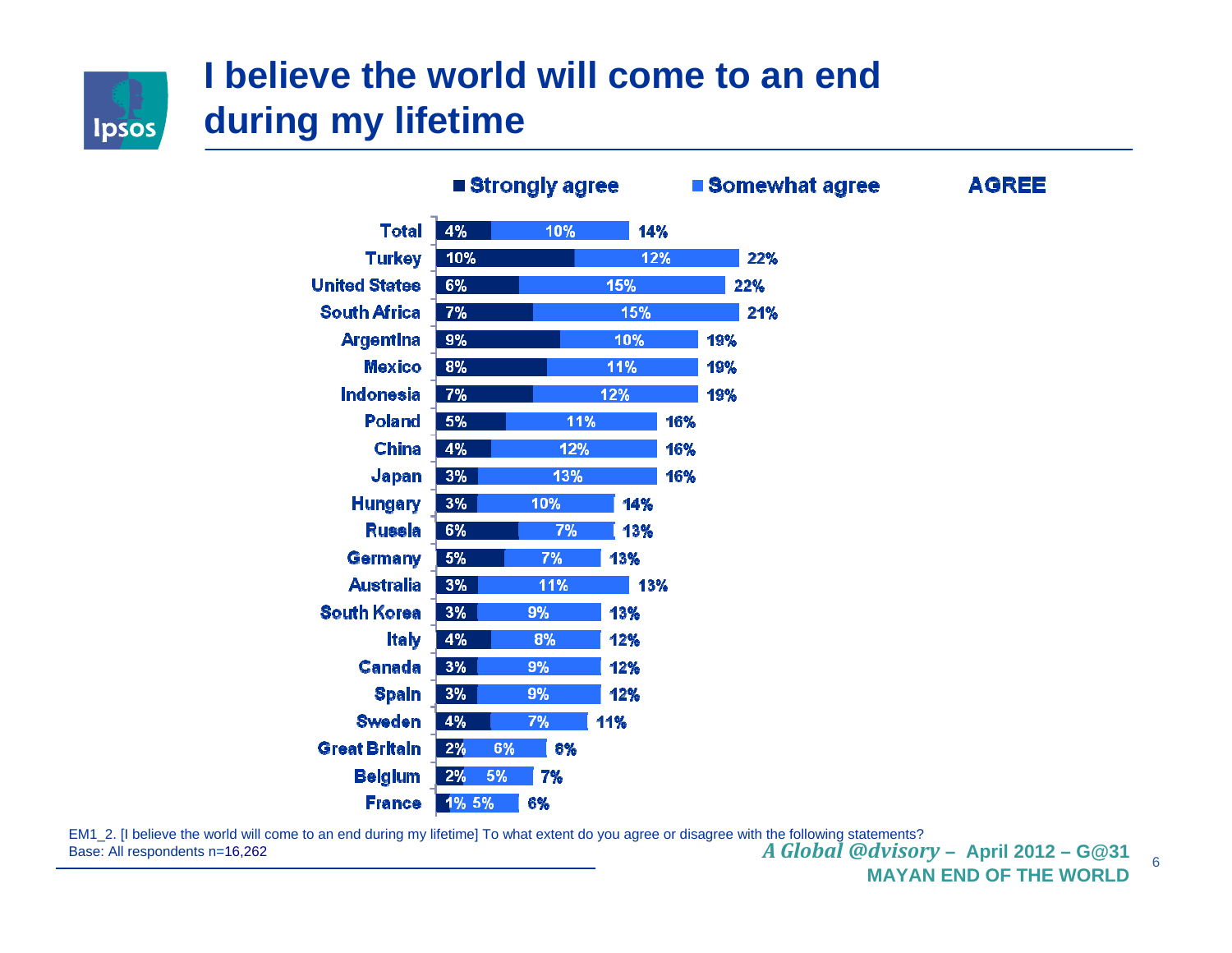# I believe the world will come to an end during my lifetime

| | Strongly agree | Somewhat agree | AGREE |
|---|---|---|---|
| Total | 4% | 10% | 14% |
| Turkey | 10% | 12% | 22% |
| United States | 6% | 15% | 22% |
| South Africa | 7% | 15% | 21% |
| Argentina | 9% | 10% | 19% |
| Mexico | 8% | 11% | 19% |
| Indonesia | 7% | 12% | 19% |
| Poland | 5% | 11% | 16% |
| China | 4% | 12% | 16% |
| Japan | 3% | 13% | 16% |
| Hungary | 3% | 10% | 14% |
| Russia | 6% | 7% | 13% |
| Germany | 5% | 7% | 13% |
| Australia | 3% | 11% | 13% |
| South Korea | 3% | 9% | 13% |
| Italy | 4% | 8% | 12% |
| Canada | 3% | 9% | 12% |
| Spain | 3% | 9% | 12% |
| Sweden | 4% | 7% | 11% |
| Great Britain | 2% | 6% | 8% |
| Belgium | 2% | 5% | 7% |
| France | 1% | 5% | 6% |

EM1_2. [I believe the world will come to an end during my lifetime] To what extent do you agree or disagree with the following statements?
Base: All respondents n=16,262

*A Global @dvisory* – April 2012 – G@31
MAYAN END OF THE WORLD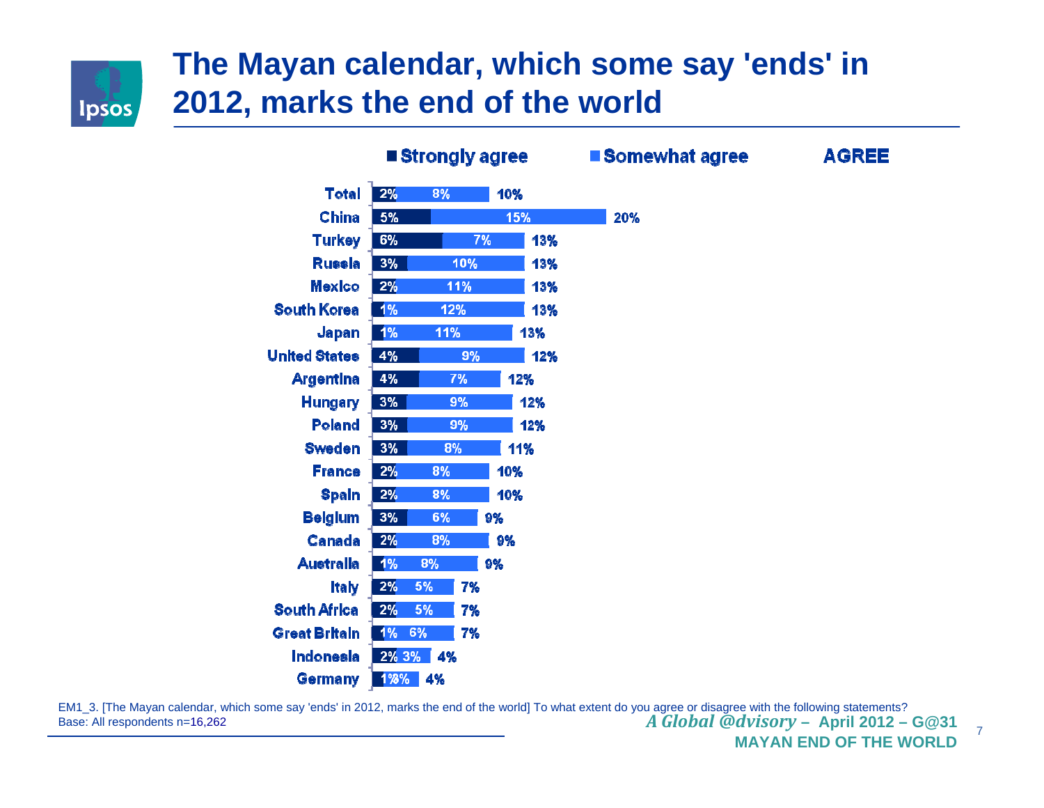# The Mayan calendar, which some say 'ends' in 2012, marks the end of the world

| | Strongly agree | Somewhat agree | AGREE |
|---|---|---|---|
| Total | 2% | 8% | 10% |
| China | 5% | 15% | 20% |
| Turkey | 6% | 7% | 13% |
| Russia | 3% | 10% | 13% |
| Mexico | 2% | 11% | 13% |
| South Korea | 1% | 12% | 13% |
| Japan | 1% | 11% | 13% |
| United States | 4% | 9% | 12% |
| Argentina | 4% | 7% | 12% |
| Hungary | 3% | 9% | 12% |
| Poland | 3% | 9% | 12% |
| Sweden | 3% | 8% | 11% |
| France | 2% | 8% | 10% |
| Spain | 2% | 8% | 10% |
| Belgium | 3% | 6% | 9% |
| Canada | 2% | 8% | 9% |
| Australia | 1% | 8% | 9% |
| Italy | 2% | 5% | 7% |
| South Africa | 2% | 5% | 7% |
| Great Britain | 1% | 6% | 7% |
| Indonesia | 2% | 3% | 4% |
| Germany | 1% | 3% | 4% |

EM1_3. [The Mayan calendar, which some say 'ends' in 2012, marks the end of the world] To what extent do you agree or disagree with the following statements?
Base: All respondents n=16,262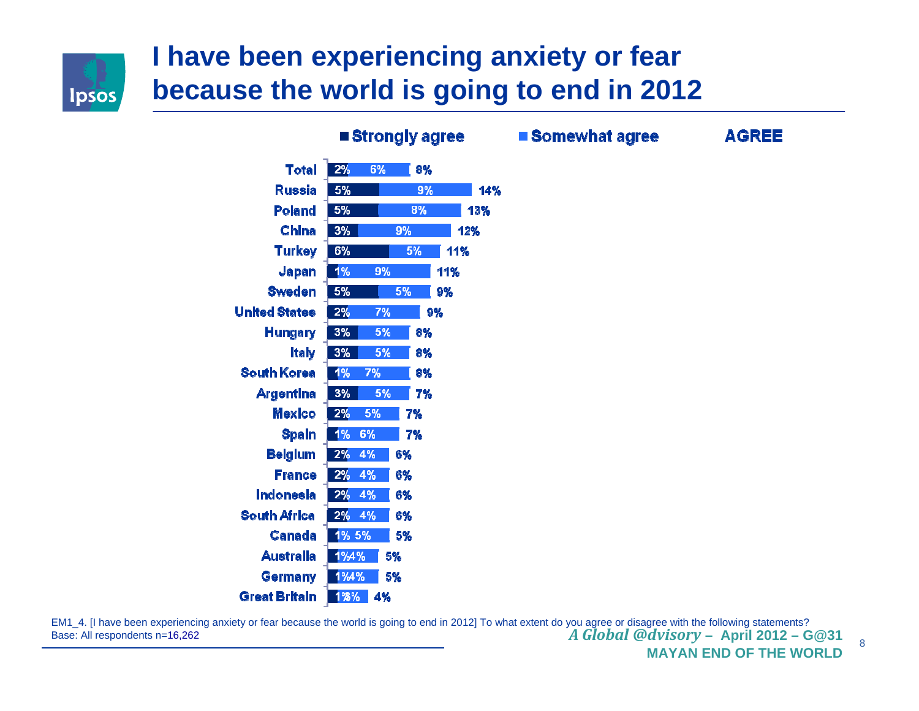# I have been experiencing anxiety or fear because the world is going to end in 2012

| Country | Strongly agree | Somewhat agree | AGREE |
|---|---|---|---|
| Total | 2% | 6% | 8% |
| Russia | 5% | 9% | 14% |
| Poland | 5% | 8% | 13% |
| China | 3% | 9% | 12% |
| Turkey | 6% | 5% | 11% |
| Japan | 1% | 9% | 11% |
| Sweden | 5% | 5% | 9% |
| United States | 2% | 7% | 9% |
| Hungary | 3% | 5% | 8% |
| Italy | 3% | 5% | 8% |
| South Korea | 1% | 7% | 8% |
| Argentina | 3% | 5% | 7% |
| Mexico | 2% | 5% | 7% |
| Spain | 1% | 6% | 7% |
| Belgium | 2% | 4% | 6% |
| France | 2% | 4% | 6% |
| Indonesia | 2% | 4% | 6% |
| South Africa | 2% | 4% | 6% |
| Canada | 1% | 5% | 5% |
| Australia | 1% | 4% | 5% |
| Germany | 1% | 4% | 5% |
| Great Britain | 1% | 3% | 4% |

EM1_4. [I have been experiencing anxiety or fear because the world is going to end in 2012] To what extent do you agree or disagree with the following statements?
Base: All respondents n=16,262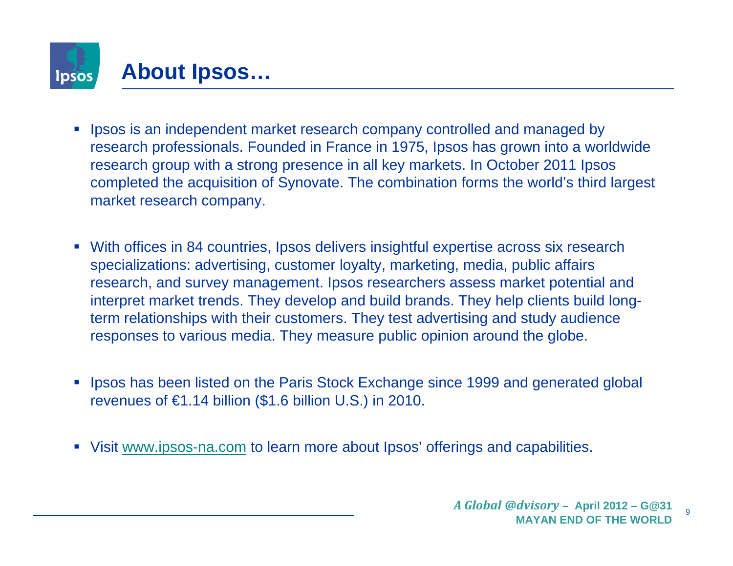# About Ipsos…

- Ipsos is an independent market research company controlled and managed by research professionals. Founded in France in 1975, Ipsos has grown into a worldwide research group with a strong presence in all key markets. In October 2011 Ipsos completed the acquisition of Synovate. The combination forms the world's third largest market research company.

- With offices in 84 countries, Ipsos delivers insightful expertise across six research specializations: advertising, customer loyalty, marketing, media, public affairs research, and survey management. Ipsos researchers assess market potential and interpret market trends. They develop and build brands. They help clients build long-term relationships with their customers. They test advertising and study audience responses to various media. They measure public opinion around the globe.

- Ipsos has been listed on the Paris Stock Exchange since 1999 and generated global revenues of €1.14 billion ($1.6 billion U.S.) in 2010.

- Visit [www.ipsos-na.com](http://www.ipsos-na.com) to learn more about Ipsos' offerings and capabilities.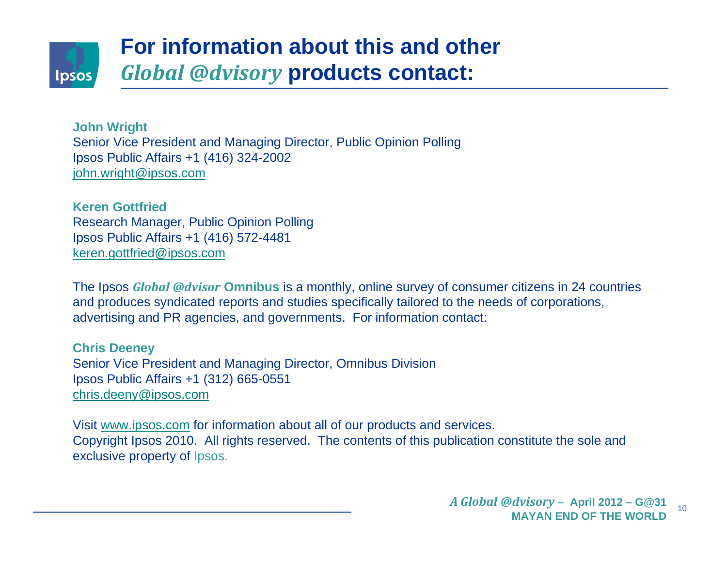# For information about this and other *Global @dvisory* products contact:

**John Wright**
Senior Vice President and Managing Director, Public Opinion Polling
Ipsos Public Affairs +1 (416) 324-2002
john.wright@ipsos.com

**Keren Gottfried**
Research Manager, Public Opinion Polling
Ipsos Public Affairs +1 (416) 572-4481
keren.gottfried@ipsos.com

The Ipsos ***Global @dvisor*** **Omnibus** is a monthly, online survey of consumer citizens in 24 countries and produces syndicated reports and studies specifically tailored to the needs of corporations, advertising and PR agencies, and governments. For information contact:

**Chris Deeney**
Senior Vice President and Managing Director, Omnibus Division
Ipsos Public Affairs +1 (312) 665-0551
chris.deeny@ipsos.com

Visit www.ipsos.com for information about all of our products and services.
Copyright Ipsos 2010. All rights reserved. The contents of this publication constitute the sole and exclusive property of Ipsos.